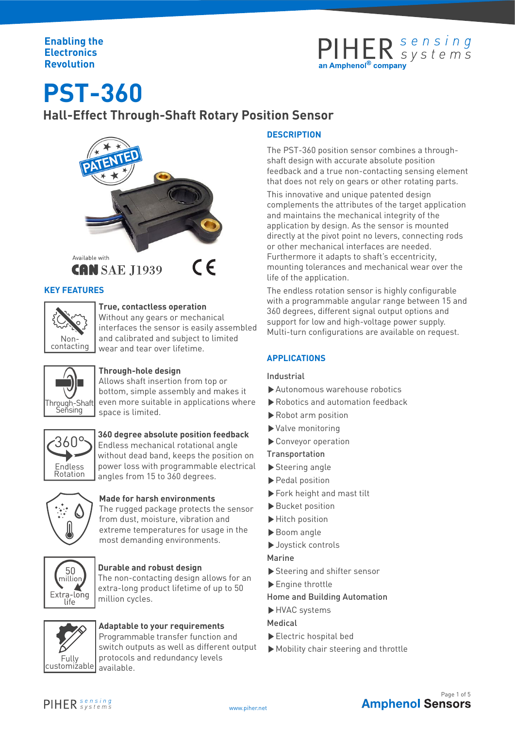Enabling the Electronics Revolution

PIHER sensing systems
an Amphenol® company

# PST-360

## Hall-Effect Through-Shaft Rotary Position Sensor

Available with CAN SAE J1939

## DESCRIPTION

The PST-360 position sensor combines a through-shaft design with accurate absolute position feedback and a true non-contacting sensing element that does not rely on gears or other rotating parts.

This innovative and unique patented design complements the attributes of the target application and maintains the mechanical integrity of the application by design. As the sensor is mounted directly at the pivot point no levers, connecting rods or other mechanical interfaces are needed. Furthermore it adapts to shaft's eccentricity, mounting tolerances and mechanical wear over the life of the application.

The endless rotation sensor is highly configurable with a programmable angular range between 15 and 360 degrees, different signal output options and support for low and high-voltage power supply. Multi-turn configurations are available on request.

## KEY FEATURES

Non-contacting

**True, contactless operation**
Without any gears or mechanical interfaces the sensor is easily assembled and calibrated and subject to limited wear and tear over lifetime.

Through-Shaft Sensing

**Through-hole design**
Allows shaft insertion from top or bottom, simple assembly and makes it even more suitable in applications where space is limited.

360° Endless Rotation

**360 degree absolute position feedback**
Endless mechanical rotational angle without dead band, keeps the position on power loss with programmable electrical angles from 15 to 360 degrees.

**Made for harsh environments**
The rugged package protects the sensor from dust, moisture, vibration and extreme temperatures for usage in the most demanding environments.

50 million Extra-long life

**Durable and robust design**
The non-contacting design allows for an extra-long product lifetime of up to 50 million cycles.

Fully customizable

**Adaptable to your requirements**
Programmable transfer function and switch outputs as well as different output protocols and redundancy levels available.

## APPLICATIONS

Industrial

- Autonomous warehouse robotics
- Robotics and automation feedback
- Robot arm position
- Valve monitoring
- Conveyor operation

Transportation

- Steering angle
- Pedal position
- Fork height and mast tilt
- Bucket position
- Hitch position
- Boom angle
- Joystick controls

Marine

- Steering and shifter sensor
- Engine throttle

Home and Building Automation

- HVAC systems

Medical

- Electric hospital bed
- Mobility chair steering and throttle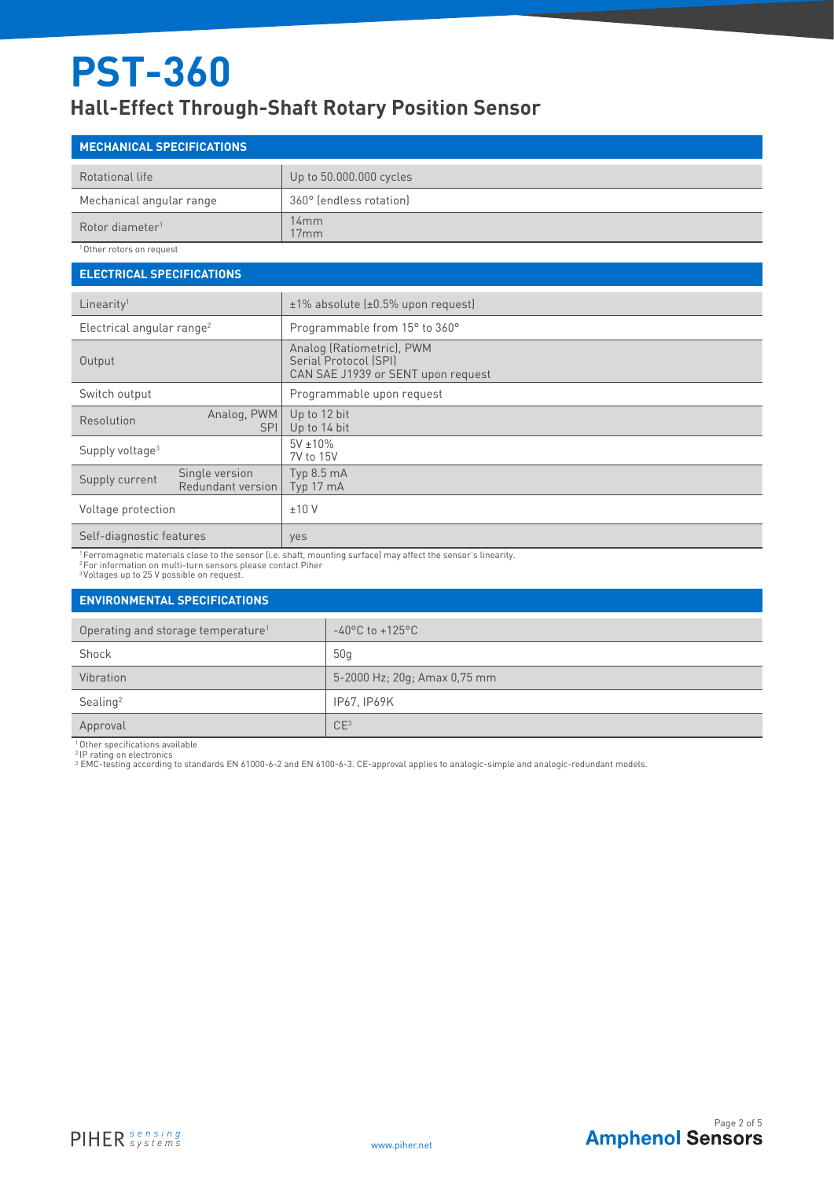# PST-360

## Hall-Effect Through-Shaft Rotary Position Sensor

### MECHANICAL SPECIFICATIONS

| | |
|---|---|
| Rotational life | Up to 50.000.000 cycles |
| Mechanical angular range | 360° (endless rotation) |
| Rotor diameter[1] | 14mm<br>17mm |

[1] Other rotors on request

### ELECTRICAL SPECIFICATIONS

| | | |
|---|---|---|
| Linearity[1] | | ±1% absolute (±0.5% upon request) |
| Electrical angular range[2] | | Programmable from 15° to 360° |
| Output | | Analog (Ratiometric), PWM<br>Serial Protocol (SPI)<br>CAN SAE J1939 or SENT upon request |
| Switch output | | Programmable upon request |
| Resolution | Analog, PWM<br>SPI | Up to 12 bit<br>Up to 14 bit |
| Supply voltage[3] | | 5V ±10%<br>7V to 15V |
| Supply current | Single version<br>Redundant version | Typ 8.5 mA<br>Typ 17 mA |
| Voltage protection | | ±10 V |
| Self-diagnostic features | | yes |

[1] Ferromagnetic materials close to the sensor (i.e. shaft, mounting surface) may affect the sensor's linearity.
[2] For information on multi-turn sensors please contact Piher
[3] Voltages up to 25 V possible on request.

### ENVIRONMENTAL SPECIFICATIONS

| | |
|---|---|
| Operating and storage temperature[1] | -40°C to +125°C |
| Shock | 50g |
| Vibration | 5-2000 Hz; 20g; Amax 0,75 mm |
| Sealing[2] | IP67, IP69K |
| Approval | CE[3] |

[1] Other specifications available
[2] IP rating on electronics
[3] EMC-testing according to standards EN 61000-6-2 and EN 6100-6-3. CE-approval applies to analogic-simple and analogic-redundant models.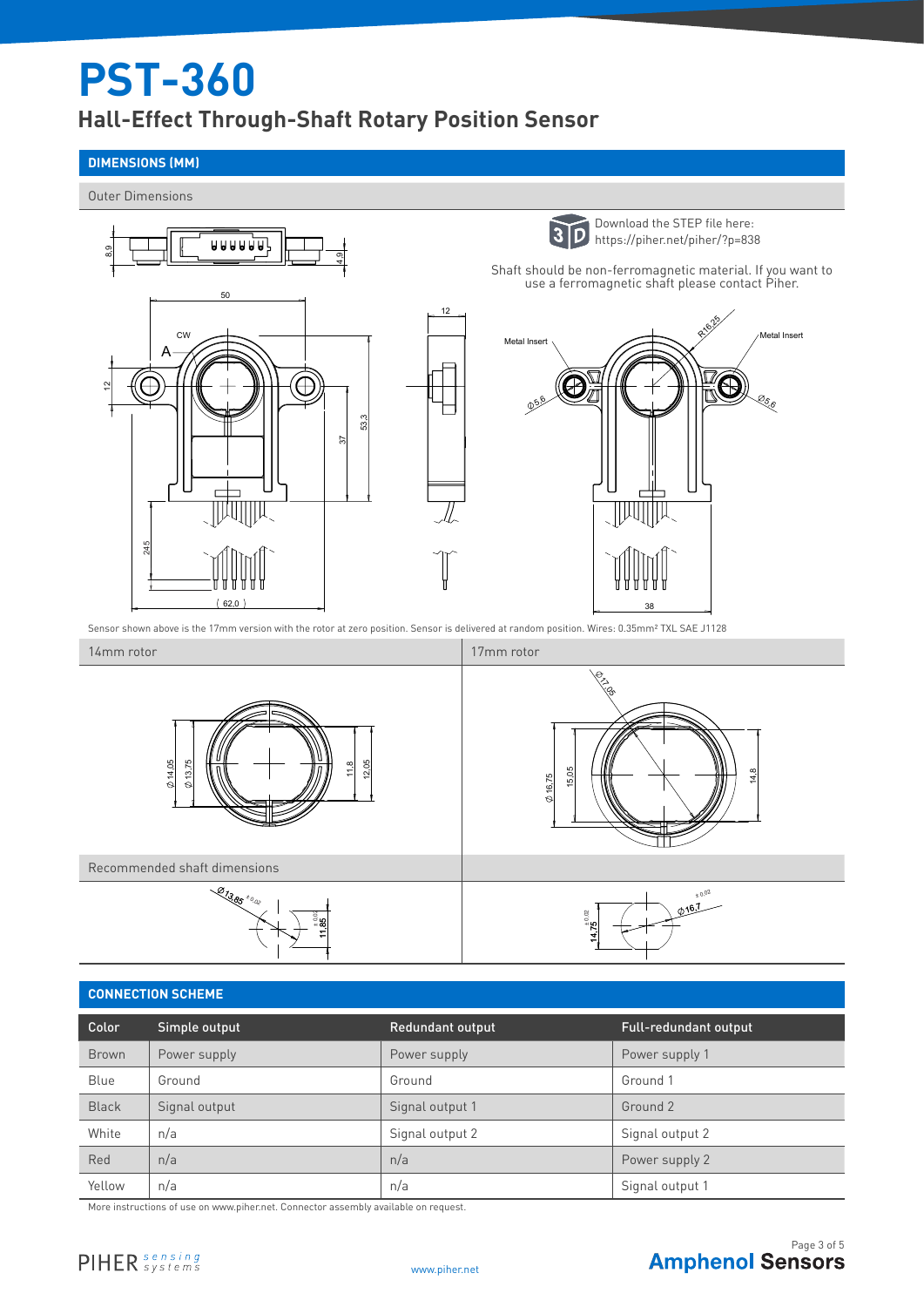# PST-360

## Hall-Effect Through-Shaft Rotary Position Sensor

### DIMENSIONS (MM)

Outer Dimensions

Download the STEP file here:
https://piher.net/piher/?p=838

Shaft should be non-ferromagnetic material. If you want to use a ferromagnetic shaft please contact Piher.

Sensor shown above is the 17mm version with the rotor at zero position. Sensor is delivered at random position. Wires: 0.35mm² TXL SAE J1128

| 14mm rotor | 17mm rotor |
|---|---|

Recommended shaft dimensions

### CONNECTION SCHEME

| Color | Simple output | Redundant output | Full-redundant output |
|---|---|---|---|
| Brown | Power supply | Power supply | Power supply 1 |
| Blue | Ground | Ground | Ground 1 |
| Black | Signal output | Signal output 1 | Ground 2 |
| White | n/a | Signal output 2 | Signal output 2 |
| Red | n/a | n/a | Power supply 2 |
| Yellow | n/a | n/a | Signal output 1 |

More instructions of use on www.piher.net. Connector assembly available on request.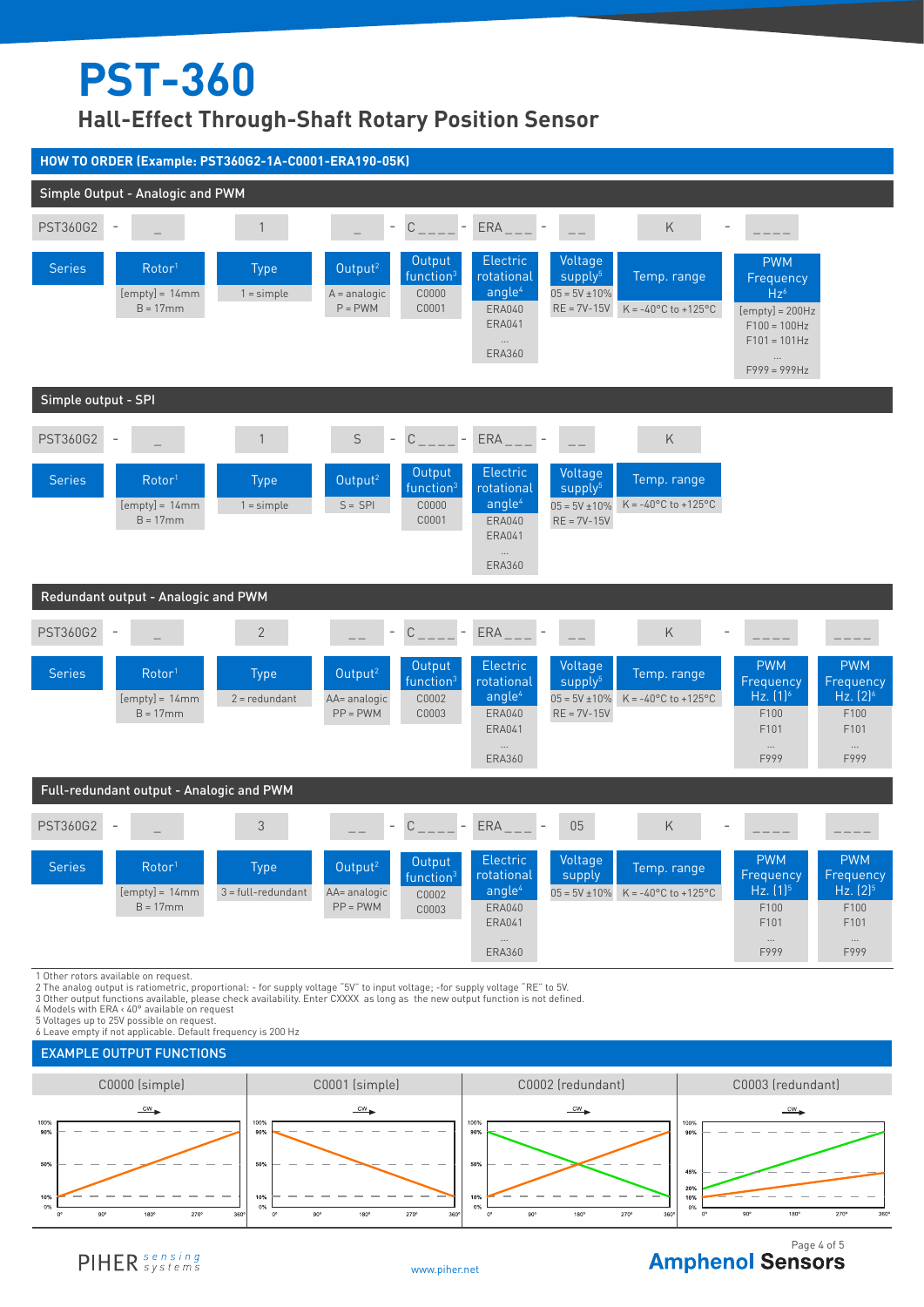# PST-360

## Hall-Effect Through-Shaft Rotary Position Sensor

### HOW TO ORDER (Example: PST360G2-1A-C0001-ERA190-05K)

#### Simple Output - Analogic and PWM

| PST360G2 | - | _ | 1 | _ | - | C_ _ _ _ | - | ERA_ _ _ | - | _ _ | K | - | _ _ _ _ |
|---|---|---|---|---|---|---|---|---|---|---|---|---|---|
| Series | | Rotor[1] | Type | Output[2] | | Output function[3] | | Electric rotational angle[4] | | Voltage supply[5] | Temp. range | | PWM Frequency Hz[6] |
| | | [empty] = 14mm<br>B = 17mm | 1 = simple | A = analogic<br>P = PWM | | C0000<br>C0001 | | ERA040<br>ERA041<br>...<br>ERA360 | | 05 = 5V ±10%<br>RE = 7V-15V | K = -40°C to +125°C | | [empty] = 200Hz<br>F100 = 100Hz<br>F101 = 101Hz<br>...<br>F999 = 999Hz |

#### Simple output - SPI

| PST360G2 | - | _ | 1 | S | - | C_ _ _ _ | - | ERA_ _ _ | - | _ _ | K |
|---|---|---|---|---|---|---|---|---|---|---|---|
| Series | | Rotor[1] | Type | Output[2] | | Output function[3] | | Electric rotational angle[4] | | Voltage supply[5] | Temp. range |
| | | [empty] = 14mm<br>B = 17mm | 1 = simple | S = SPI | | C0000<br>C0001 | | ERA040<br>ERA041<br>...<br>ERA360 | | 05 = 5V ±10%<br>RE = 7V-15V | K = -40°C to +125°C |

#### Redundant output - Analogic and PWM

| PST360G2 | - | _ | 2 | _ _ | - | C_ _ _ _ | - | ERA_ _ _ | - | _ _ | K | - | _ _ _ _ | _ _ _ _ |
|---|---|---|---|---|---|---|---|---|---|---|---|---|---|---|
| Series | | Rotor[1] | Type | Output[2] | | Output function[3] | | Electric rotational angle[4] | | Voltage supply[5] | Temp. range | | PWM Frequency Hz. (1)[6] | PWM Frequency Hz. (2)[6] |
| | | [empty] = 14mm<br>B = 17mm | 2 = redundant | AA= analogic<br>PP = PWM | | C0002<br>C0003 | | ERA040<br>ERA041<br>...<br>ERA360 | | 05 = 5V ±10%<br>RE = 7V-15V | K = -40°C to +125°C | | F100<br>F101<br>...<br>F999 | F100<br>F101<br>...<br>F999 |

#### Full-redundant output - Analogic and PWM

| PST360G2 | - | _ | 3 | _ _ | - | C_ _ _ _ | - | ERA_ _ _ | - | 05 | K | - | _ _ _ _ | _ _ _ _ |
|---|---|---|---|---|---|---|---|---|---|---|---|---|---|---|
| Series | | Rotor[1] | Type | Output[2] | | Output function[3] | | Electric rotational angle[4] | | Voltage supply | Temp. range | | PWM Frequency Hz. (1)[5] | PWM Frequency Hz. (2)[5] |
| | | [empty] = 14mm<br>B = 17mm | 3 = full-redundant | AA= analogic<br>PP = PWM | | C0002<br>C0003 | | ERA040<br>ERA041<br>...<br>ERA360 | | 05 = 5V ±10% | K = -40°C to +125°C | | F100<br>F101<br>...<br>F999 | F100<br>F101<br>...<br>F999 |

1 Other rotors available on request.
2 The analog output is ratiometric, proportional: - for supply voltage "5V" to input voltage; -for supply voltage "RE" to 5V.
3 Other output functions available, please check availability. Enter CXXXX as long as the new output function is not defined.
4 Models with ERA ‹ 40° available on request
5 Voltages up to 25V possible on request.
6 Leave empty if not applicable. Default frequency is 200 Hz

### EXAMPLE OUTPUT FUNCTIONS

| C0000 (simple) | C0001 (simple) | C0002 (redundant) | C0003 (redundant) |
|---|---|---|---|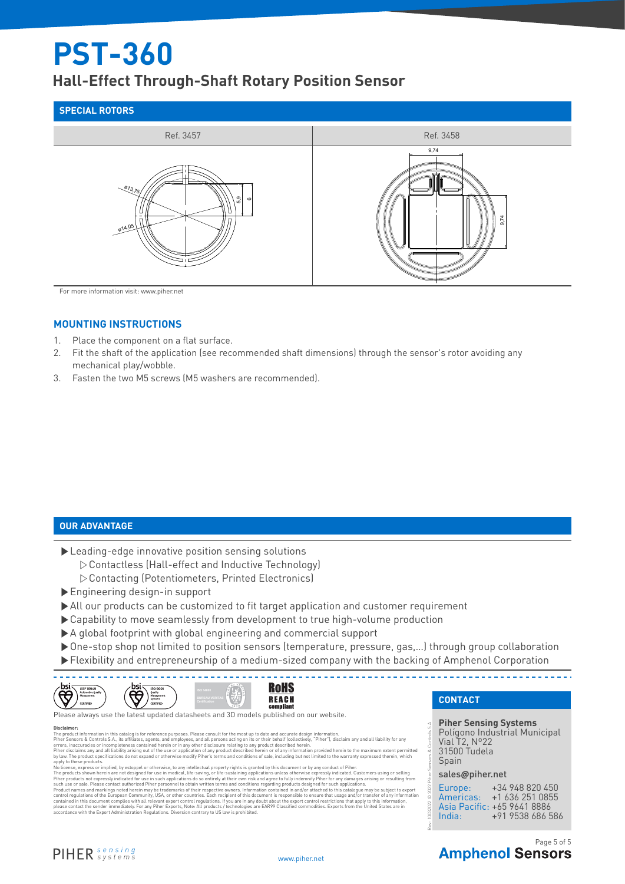# PST-360

## Hall-Effect Through-Shaft Rotary Position Sensor

### SPECIAL ROTORS

| Ref. 3457 | Ref. 3458 |
| --- | --- |
| ø13,75<br>ø14,05<br>5,9<br>6 | 9,74<br>9,74 |

For more information visit: www.piher.net

### MOUNTING INSTRUCTIONS

1. Place the component on a flat surface.
2. Fit the shaft of the application (see recommended shaft dimensions) through the sensor's rotor avoiding any mechanical play/wobble.
3. Fasten the two M5 screws (M5 washers are recommended).

### OUR ADVANTAGE

- ▶Leading-edge innovative position sensing solutions
  - ▷Contactless (Hall-effect and Inductive Technology)
  - ▷Contacting (Potentiometers, Printed Electronics)
- ▶Engineering design-in support
- ▶All our products can be customized to fit target application and customer requirement
- ▶Capability to move seamlessly from development to true high-volume production
- ▶A global footprint with global engineering and commercial support
- ▶One-stop shop not limited to position sensors (temperature, pressure, gas,...) through group collaboration
- ▶Flexibility and entrepreneurship of a medium-sized company with the backing of Amphenol Corporation

bsi IATF 16949 Automotive Quality Management CERTIFIED · bsi ISO 9001 Quality Management Systems CERTIFIED · ISO 14001 BUREAU VERITAS Certification · RoHS REACH compliant

Please always use the latest updated datasheets and 3D models published on our website.

**Disclaimer:**
The product information in this catalog is for reference purposes. Please consult for the most up to date and accurate design information.
Piher Sensors & Controls S.A., its affiliates, agents, and employees, and all persons acting on its or their behalf (collectively, "Piher"), disclaim any and all liability for any errors, inaccuracies or incompleteness contained herein or in any other disclosure relating to any product described herein.
Piher disclaims any and all liability arising out of the use or application of any product described herein or of any information provided herein to the maximum extent permitted by law. The product specifications do not expand or otherwise modify Piher's terms and conditions of sale, including but not limited to the warranty expressed therein, which apply to these products.
No license, express or implied, by estoppel or otherwise, to any intellectual property rights is granted by this document or by any conduct of Piher.
The products shown herein are not designed for use in medical, life-saving, or life-sustaining applications unless otherwise expressly indicated. Customers using or selling Piher products not expressly indicated for use in such applications do so entirely at their own risk and agree to fully indemnify Piher for any damages arising or resulting from such use or sale. Please contact authorized Piher personnel to obtain written terms and conditions regarding products designed for such applications.
Product names and markings noted herein may be trademarks of their respective owners. Information contained in and/or attached to this catalogue may be subject to export control regulations of the European Community, USA, or other countries. Each recipient of this document is responsible to ensure that usage and/or transfer of any information contained in this document complies with all relevant export control regulations. If you are in any doubt about the export control restrictions that apply to this information, please contact the sender immediately. For any Piher Exports, Note: All products / technologies are EAR99 Classified commodities. Exports from the United States are in accordance with the Export Administration Regulations. Diversion contrary to US law is prohibited.

Rev. 10032022 © 2022 Piher Sensors & Controls S.A.

### CONTACT

**Piher Sensing Systems**
Polígono Industrial Municipal
Vial T2, Nº22
31500 Tudela
Spain

sales@piher.net

Europe: +34 948 820 450
Americas: +1 636 251 0855
Asia Pacific: +65 9641 8886
India: +91 9538 686 586

PIHER sensing systems · www.piher.net · Amphenol Sensors